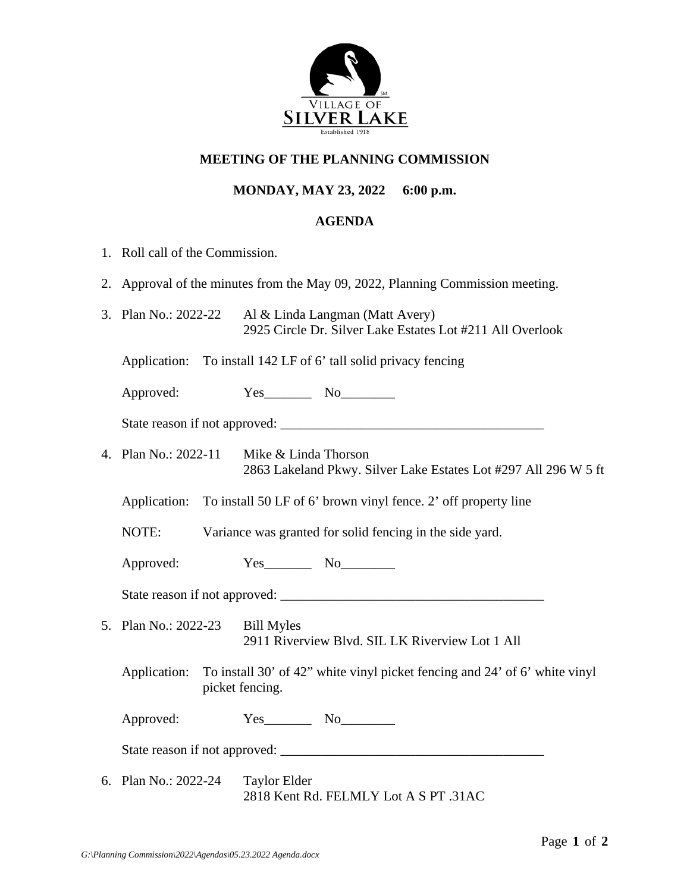VILLAGE OF SILVER LAKE
Established 1918

## MEETING OF THE PLANNING COMMISSION

### MONDAY, MAY 23, 2022 6:00 p.m.

### AGENDA

1. Roll call of the Commission.

2. Approval of the minutes from the May 09, 2022, Planning Commission meeting.

3. Plan No.: 2022-22 Al & Linda Langman (Matt Avery)
   2925 Circle Dr. Silver Lake Estates Lot #211 All Overlook

   Application: To install 142 LF of 6' tall solid privacy fencing

   Approved: Yes_______ No________

   State reason if not approved: _______________________________________

4. Plan No.: 2022-11 Mike & Linda Thorson
   2863 Lakeland Pkwy. Silver Lake Estates Lot #297 All 296 W 5 ft

   Application: To install 50 LF of 6' brown vinyl fence. 2' off property line

   NOTE: Variance was granted for solid fencing in the side yard.

   Approved: Yes_______ No________

   State reason if not approved: _______________________________________

5. Plan No.: 2022-23 Bill Myles
   2911 Riverview Blvd. SIL LK Riverview Lot 1 All

   Application: To install 30' of 42" white vinyl picket fencing and 24' of 6' white vinyl picket fencing.

   Approved: Yes_______ No________

   State reason if not approved: _______________________________________

6. Plan No.: 2022-24 Taylor Elder
   2818 Kent Rd. FELMLY Lot A S PT .31AC

*G:\Planning Commission\2022\Agendas\05.23.2022 Agenda.docx*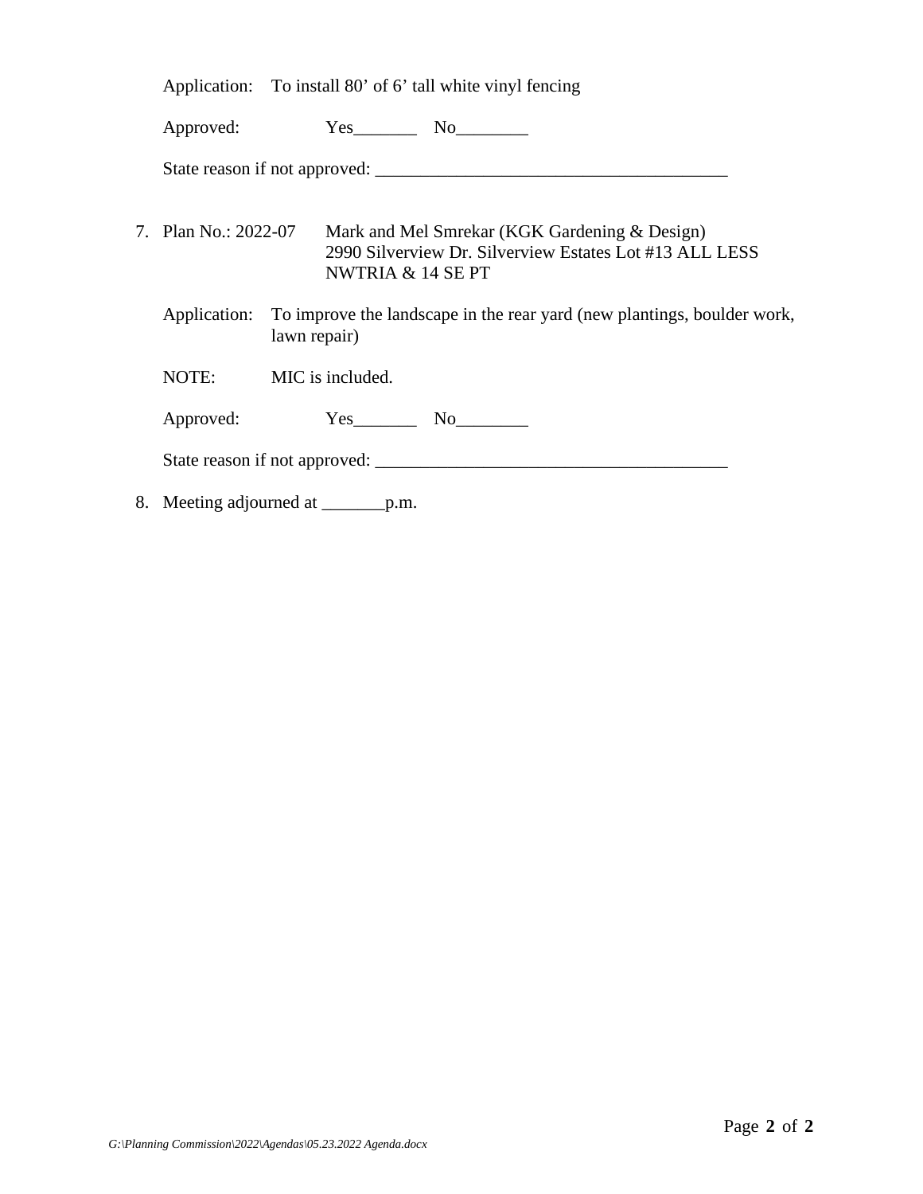Application: To install 80’ of 6’ tall white vinyl fencing

Approved: Yes_______ No________

State reason if not approved: ________________________________________

7. Plan No.: 2022-07 Mark and Mel Smrekar (KGK Gardening & Design)
   2990 Silverview Dr. Silverview Estates Lot #13 ALL LESS NWTRIA & 14 SE PT

   Application: To improve the landscape in the rear yard (new plantings, boulder work, lawn repair)

   NOTE: MIC is included.

   Approved: Yes_______ No________

   State reason if not approved: ________________________________________

8. Meeting adjourned at _______p.m.

*G:\Planning Commission\2022\Agendas\05.23.2022 Agenda.docx*